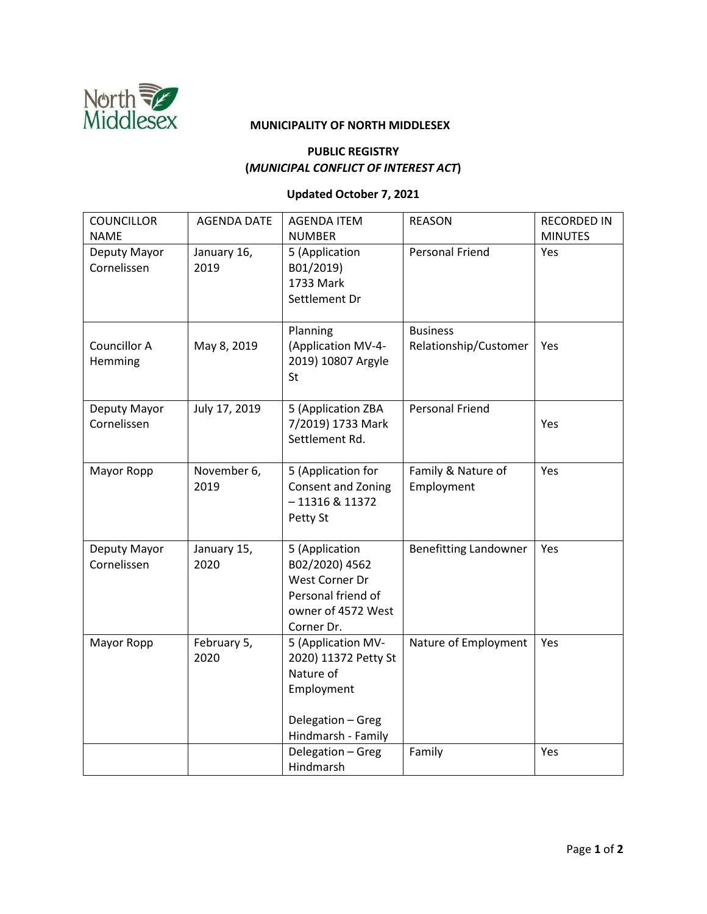**MUNICIPALITY OF NORTH MIDDLESEX**

**PUBLIC REGISTRY**
**(*MUNICIPAL CONFLICT OF INTEREST ACT*)**

**Updated October 7, 2021**

| COUNCILLOR NAME | AGENDA DATE | AGENDA ITEM NUMBER | REASON | RECORDED IN MINUTES |
| --- | --- | --- | --- | --- |
| Deputy Mayor Cornelissen | January 16, 2019 | 5 (Application B01/2019) 1733 Mark Settlement Dr | Personal Friend | Yes |
| Councillor A Hemming | May 8, 2019 | Planning (Application MV-4-2019) 10807 Argyle St | Business Relationship/Customer | Yes |
| Deputy Mayor Cornelissen | July 17, 2019 | 5 (Application ZBA 7/2019) 1733 Mark Settlement Rd. | Personal Friend | Yes |
| Mayor Ropp | November 6, 2019 | 5 (Application for Consent and Zoning – 11316 & 11372 Petty St | Family & Nature of Employment | Yes |
| Deputy Mayor Cornelissen | January 15, 2020 | 5 (Application B02/2020) 4562 West Corner Dr Personal friend of owner of 4572 West Corner Dr. | Benefitting Landowner | Yes |
| Mayor Ropp | February 5, 2020 | 5 (Application MV-2020) 11372 Petty St Nature of Employment<br><br>Delegation – Greg Hindmarsh - Family | Nature of Employment | Yes |
| | | Delegation – Greg Hindmarsh | Family | Yes |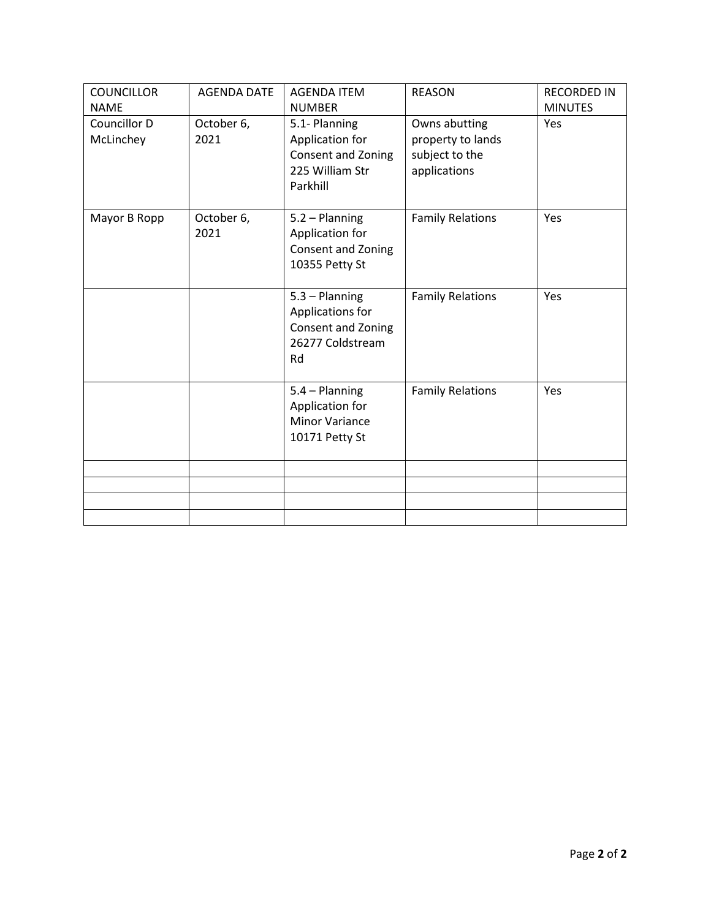| COUNCILLOR NAME | AGENDA DATE | AGENDA ITEM NUMBER | REASON | RECORDED IN MINUTES |
|---|---|---|---|---|
| Councillor D McLinchey | October 6, 2021 | 5.1- Planning Application for Consent and Zoning 225 William Str Parkhill | Owns abutting property to lands subject to the applications | Yes |
| Mayor B Ropp | October 6, 2021 | 5.2 – Planning Application for Consent and Zoning 10355 Petty St | Family Relations | Yes |
| | | 5.3 – Planning Applications for Consent and Zoning 26277 Coldstream Rd | Family Relations | Yes |
| | | 5.4 – Planning Application for Minor Variance 10171 Petty St | Family Relations | Yes |
| | | | | |
| | | | | |
| | | | | |
| | | | | |